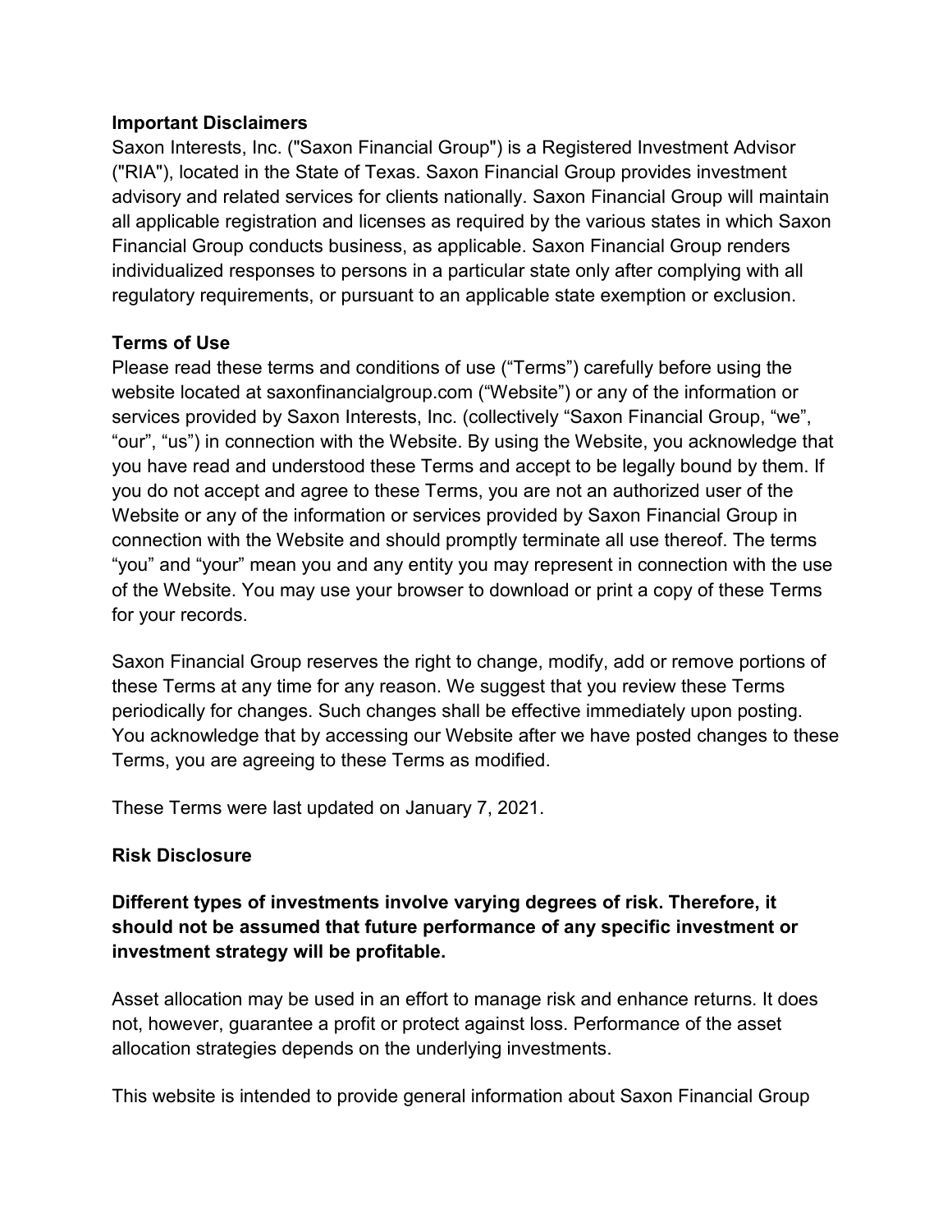**Important Disclaimers**

Saxon Interests, Inc. ("Saxon Financial Group") is a Registered Investment Advisor ("RIA"), located in the State of Texas. Saxon Financial Group provides investment advisory and related services for clients nationally. Saxon Financial Group will maintain all applicable registration and licenses as required by the various states in which Saxon Financial Group conducts business, as applicable. Saxon Financial Group renders individualized responses to persons in a particular state only after complying with all regulatory requirements, or pursuant to an applicable state exemption or exclusion.

**Terms of Use**

Please read these terms and conditions of use ("Terms") carefully before using the website located at saxonfinancialgroup.com ("Website") or any of the information or services provided by Saxon Interests, Inc. (collectively "Saxon Financial Group, "we", "our", "us") in connection with the Website. By using the Website, you acknowledge that you have read and understood these Terms and accept to be legally bound by them. If you do not accept and agree to these Terms, you are not an authorized user of the Website or any of the information or services provided by Saxon Financial Group in connection with the Website and should promptly terminate all use thereof. The terms "you" and "your" mean you and any entity you may represent in connection with the use of the Website. You may use your browser to download or print a copy of these Terms for your records.

Saxon Financial Group reserves the right to change, modify, add or remove portions of these Terms at any time for any reason. We suggest that you review these Terms periodically for changes. Such changes shall be effective immediately upon posting. You acknowledge that by accessing our Website after we have posted changes to these Terms, you are agreeing to these Terms as modified.

These Terms were last updated on January 7, 2021.

**Risk Disclosure**

**Different types of investments involve varying degrees of risk. Therefore, it should not be assumed that future performance of any specific investment or investment strategy will be profitable.**

Asset allocation may be used in an effort to manage risk and enhance returns. It does not, however, guarantee a profit or protect against loss. Performance of the asset allocation strategies depends on the underlying investments.

This website is intended to provide general information about Saxon Financial Group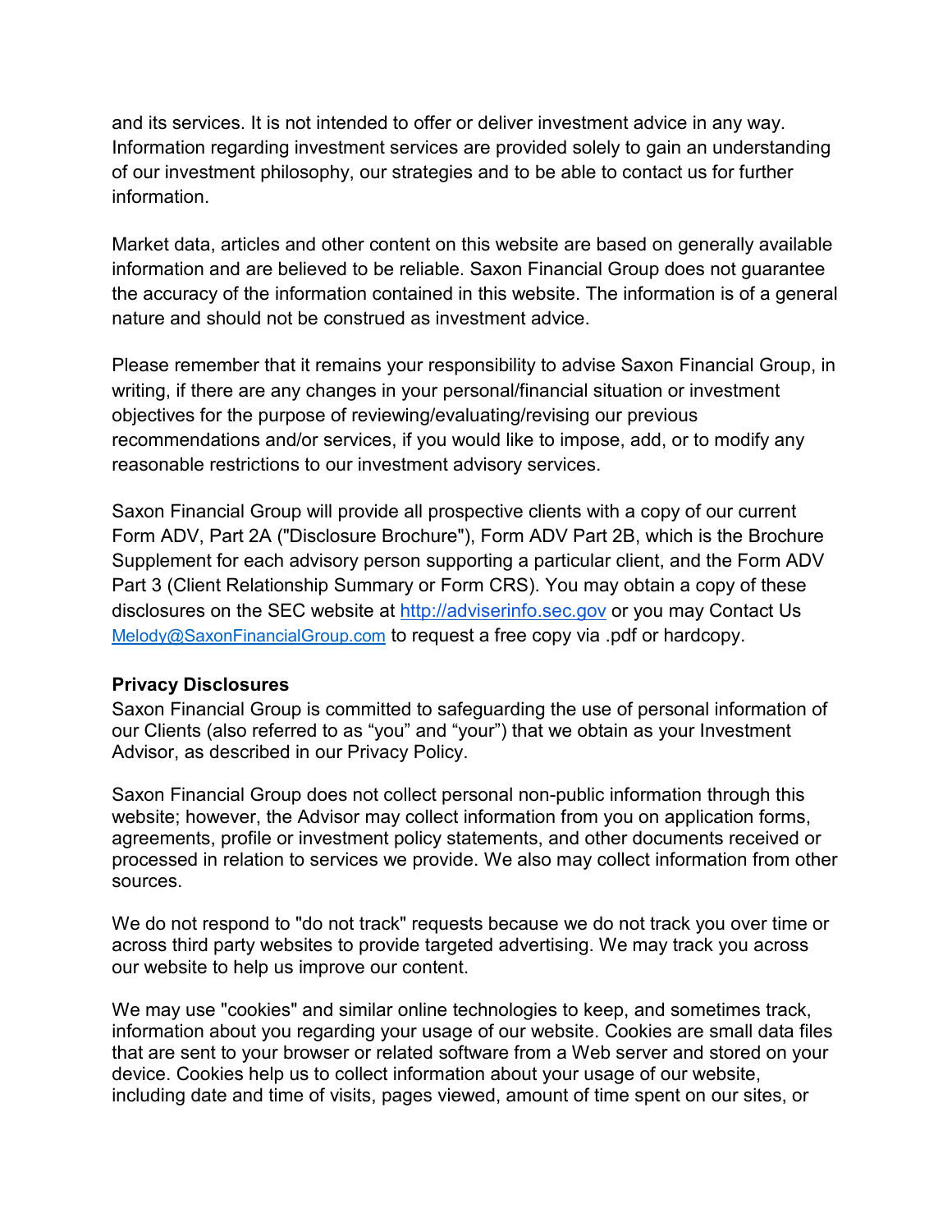and its services. It is not intended to offer or deliver investment advice in any way. Information regarding investment services are provided solely to gain an understanding of our investment philosophy, our strategies and to be able to contact us for further information.

Market data, articles and other content on this website are based on generally available information and are believed to be reliable. Saxon Financial Group does not guarantee the accuracy of the information contained in this website. The information is of a general nature and should not be construed as investment advice.

Please remember that it remains your responsibility to advise Saxon Financial Group, in writing, if there are any changes in your personal/financial situation or investment objectives for the purpose of reviewing/evaluating/revising our previous recommendations and/or services, if you would like to impose, add, or to modify any reasonable restrictions to our investment advisory services.

Saxon Financial Group will provide all prospective clients with a copy of our current Form ADV, Part 2A ("Disclosure Brochure"), Form ADV Part 2B, which is the Brochure Supplement for each advisory person supporting a particular client, and the Form ADV Part 3 (Client Relationship Summary or Form CRS). You may obtain a copy of these disclosures on the SEC website at [http://adviserinfo.sec.gov](http://adviserinfo.sec.gov) or you may Contact Us [Melody@SaxonFinancialGroup.com](mailto:Melody@SaxonFinancialGroup.com) to request a free copy via .pdf or hardcopy.

**Privacy Disclosures**

Saxon Financial Group is committed to safeguarding the use of personal information of our Clients (also referred to as "you" and "your") that we obtain as your Investment Advisor, as described in our Privacy Policy.

Saxon Financial Group does not collect personal non-public information through this website; however, the Advisor may collect information from you on application forms, agreements, profile or investment policy statements, and other documents received or processed in relation to services we provide. We also may collect information from other sources.

We do not respond to "do not track" requests because we do not track you over time or across third party websites to provide targeted advertising. We may track you across our website to help us improve our content.

We may use "cookies" and similar online technologies to keep, and sometimes track, information about you regarding your usage of our website. Cookies are small data files that are sent to your browser or related software from a Web server and stored on your device. Cookies help us to collect information about your usage of our website, including date and time of visits, pages viewed, amount of time spent on our sites, or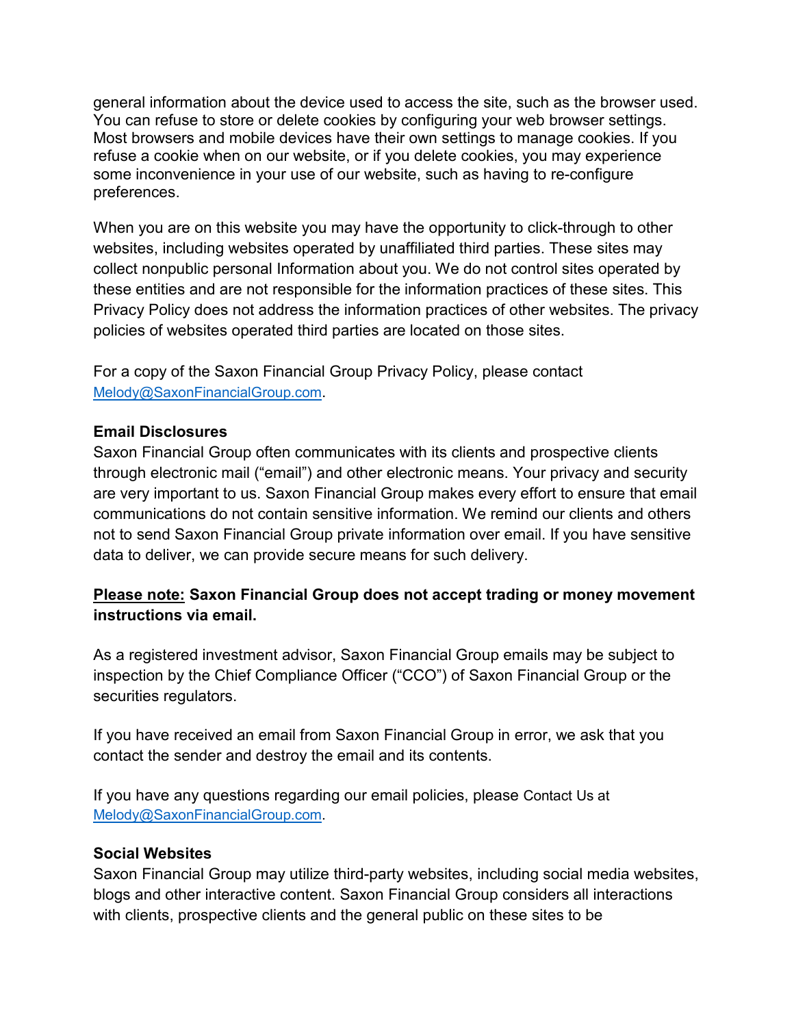general information about the device used to access the site, such as the browser used. You can refuse to store or delete cookies by configuring your web browser settings. Most browsers and mobile devices have their own settings to manage cookies. If you refuse a cookie when on our website, or if you delete cookies, you may experience some inconvenience in your use of our website, such as having to re-configure preferences.

When you are on this website you may have the opportunity to click-through to other websites, including websites operated by unaffiliated third parties. These sites may collect nonpublic personal Information about you. We do not control sites operated by these entities and are not responsible for the information practices of these sites. This Privacy Policy does not address the information practices of other websites. The privacy policies of websites operated third parties are located on those sites.

For a copy of the Saxon Financial Group Privacy Policy, please contact Melody@SaxonFinancialGroup.com.

**Email Disclosures**

Saxon Financial Group often communicates with its clients and prospective clients through electronic mail ("email") and other electronic means. Your privacy and security are very important to us. Saxon Financial Group makes every effort to ensure that email communications do not contain sensitive information. We remind our clients and others not to send Saxon Financial Group private information over email. If you have sensitive data to deliver, we can provide secure means for such delivery.

**<u>Please note:</u> Saxon Financial Group does not accept trading or money movement instructions via email.**

As a registered investment advisor, Saxon Financial Group emails may be subject to inspection by the Chief Compliance Officer ("CCO") of Saxon Financial Group or the securities regulators.

If you have received an email from Saxon Financial Group in error, we ask that you contact the sender and destroy the email and its contents.

If you have any questions regarding our email policies, please Contact Us at Melody@SaxonFinancialGroup.com.

**Social Websites**

Saxon Financial Group may utilize third-party websites, including social media websites, blogs and other interactive content. Saxon Financial Group considers all interactions with clients, prospective clients and the general public on these sites to be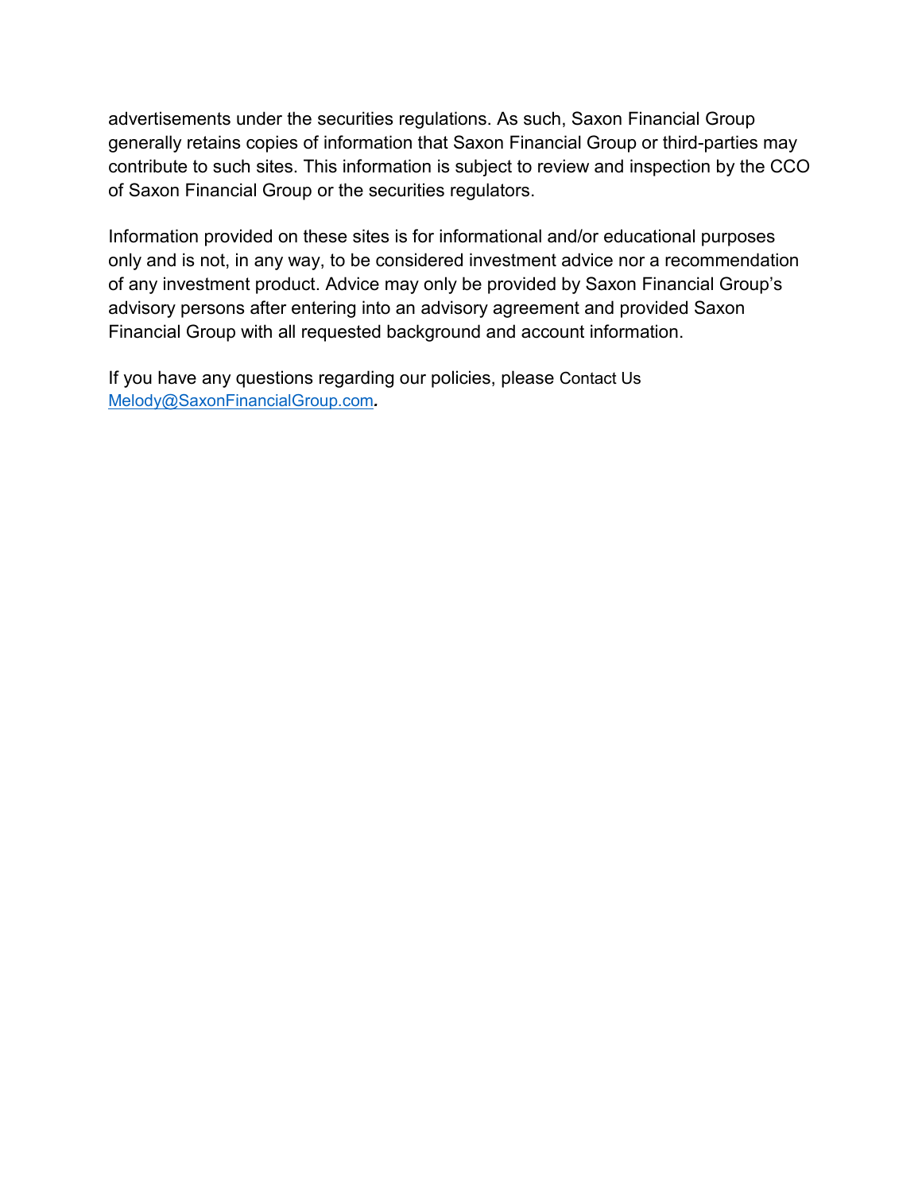advertisements under the securities regulations. As such, Saxon Financial Group generally retains copies of information that Saxon Financial Group or third-parties may contribute to such sites. This information is subject to review and inspection by the CCO of Saxon Financial Group or the securities regulators.

Information provided on these sites is for informational and/or educational purposes only and is not, in any way, to be considered investment advice nor a recommendation of any investment product. Advice may only be provided by Saxon Financial Group's advisory persons after entering into an advisory agreement and provided Saxon Financial Group with all requested background and account information.

If you have any questions regarding our policies, please Contact Us Melody@SaxonFinancialGroup.com.